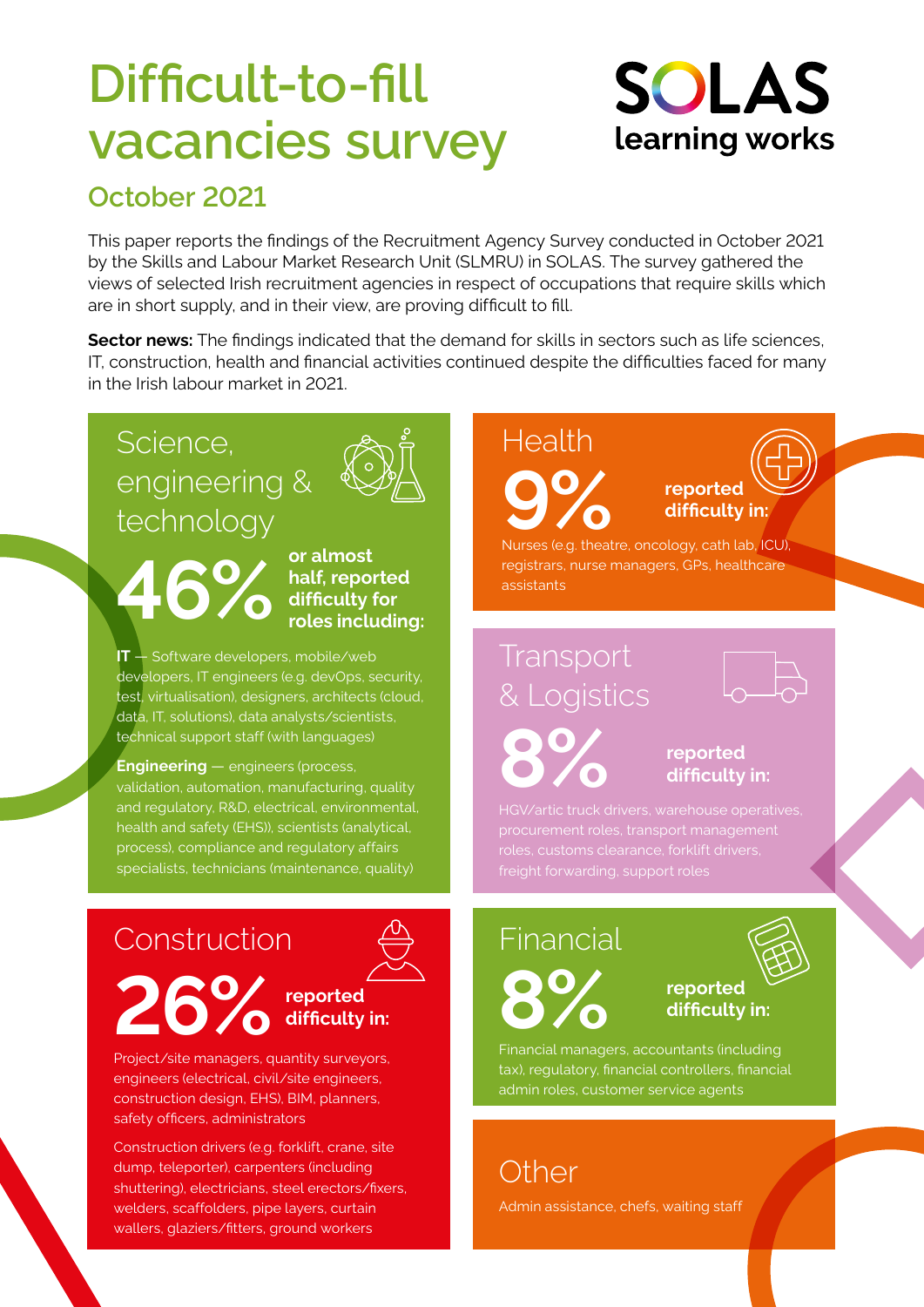# Difficult-to-fill vacancies survey

SOLAS learning works

## October 2021

This paper reports the findings of the Recruitment Agency Survey conducted in October 2021 by the Skills and Labour Market Research Unit (SLMRU) in SOLAS. The survey gathered the views of selected Irish recruitment agencies in respect of occupations that require skills which are in short supply, and in their view, are proving difficult to fill.

**Sector news:** The findings indicated that the demand for skills in sectors such as life sciences, IT, construction, health and financial activities continued despite the difficulties faced for many in the Irish labour market in 2021.

### Science, engineering & technology

**46%** **or almost half, reported difficulty for roles including:**

**IT** — Software developers, mobile/web developers, IT engineers (e.g. devOps, security, test, virtualisation), designers, architects (cloud, data, IT, solutions), data analysts/scientists, technical support staff (with languages)

**Engineering** — engineers (process, validation, automation, manufacturing, quality and regulatory, R&D, electrical, environmental, health and safety (EHS)), scientists (analytical, process), compliance and regulatory affairs specialists, technicians (maintenance, quality)

### Construction

**26%** **reported difficulty in:**

Project/site managers, quantity surveyors, engineers (electrical, civil/site engineers, construction design, EHS), BIM, planners, safety officers, administrators

Construction drivers (e.g. forklift, crane, site dump, teleporter), carpenters (including shuttering), electricians, steel erectors/fixers, welders, scaffolders, pipe layers, curtain wallers, glaziers/fitters, ground workers

### Health

**9%** **reported difficulty in:**

Nurses (e.g. theatre, oncology, cath lab, ICU), registrars, nurse managers, GPs, healthcare assistants

### Transport & Logistics

**8%** **reported difficulty in:**

HGV/artic truck drivers, warehouse operatives, procurement roles, transport management roles, customs clearance, forklift drivers, freight forwarding, support roles

### Financial

**8%** **reported difficulty in:**

Financial managers, accountants (including tax), regulatory, financial controllers, financial admin roles, customer service agents

### Other

Admin assistance, chefs, waiting staff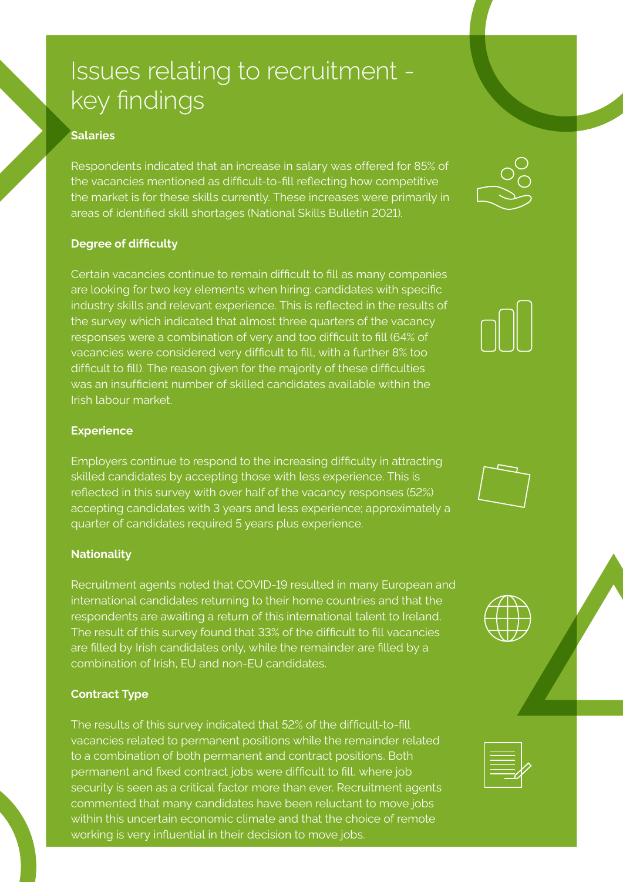# Issues relating to recruitment - key findings

**Salaries**

Respondents indicated that an increase in salary was offered for 85% of the vacancies mentioned as difficult-to-fill reflecting how competitive the market is for these skills currently. These increases were primarily in areas of identified skill shortages (National Skills Bulletin 2021).

**Degree of difficulty**

Certain vacancies continue to remain difficult to fill as many companies are looking for two key elements when hiring: candidates with specific industry skills and relevant experience. This is reflected in the results of the survey which indicated that almost three quarters of the vacancy responses were a combination of very and too difficult to fill (64% of vacancies were considered very difficult to fill, with a further 8% too difficult to fill). The reason given for the majority of these difficulties was an insufficient number of skilled candidates available within the Irish labour market.

**Experience**

Employers continue to respond to the increasing difficulty in attracting skilled candidates by accepting those with less experience. This is reflected in this survey with over half of the vacancy responses (52%) accepting candidates with 3 years and less experience; approximately a quarter of candidates required 5 years plus experience.

**Nationality**

Recruitment agents noted that COVID-19 resulted in many European and international candidates returning to their home countries and that the respondents are awaiting a return of this international talent to Ireland. The result of this survey found that 33% of the difficult to fill vacancies are filled by Irish candidates only, while the remainder are filled by a combination of Irish, EU and non-EU candidates.

**Contract Type**

The results of this survey indicated that 52% of the difficult-to-fill vacancies related to permanent positions while the remainder related to a combination of both permanent and contract positions. Both permanent and fixed contract jobs were difficult to fill, where job security is seen as a critical factor more than ever. Recruitment agents commented that many candidates have been reluctant to move jobs within this uncertain economic climate and that the choice of remote working is very influential in their decision to move jobs.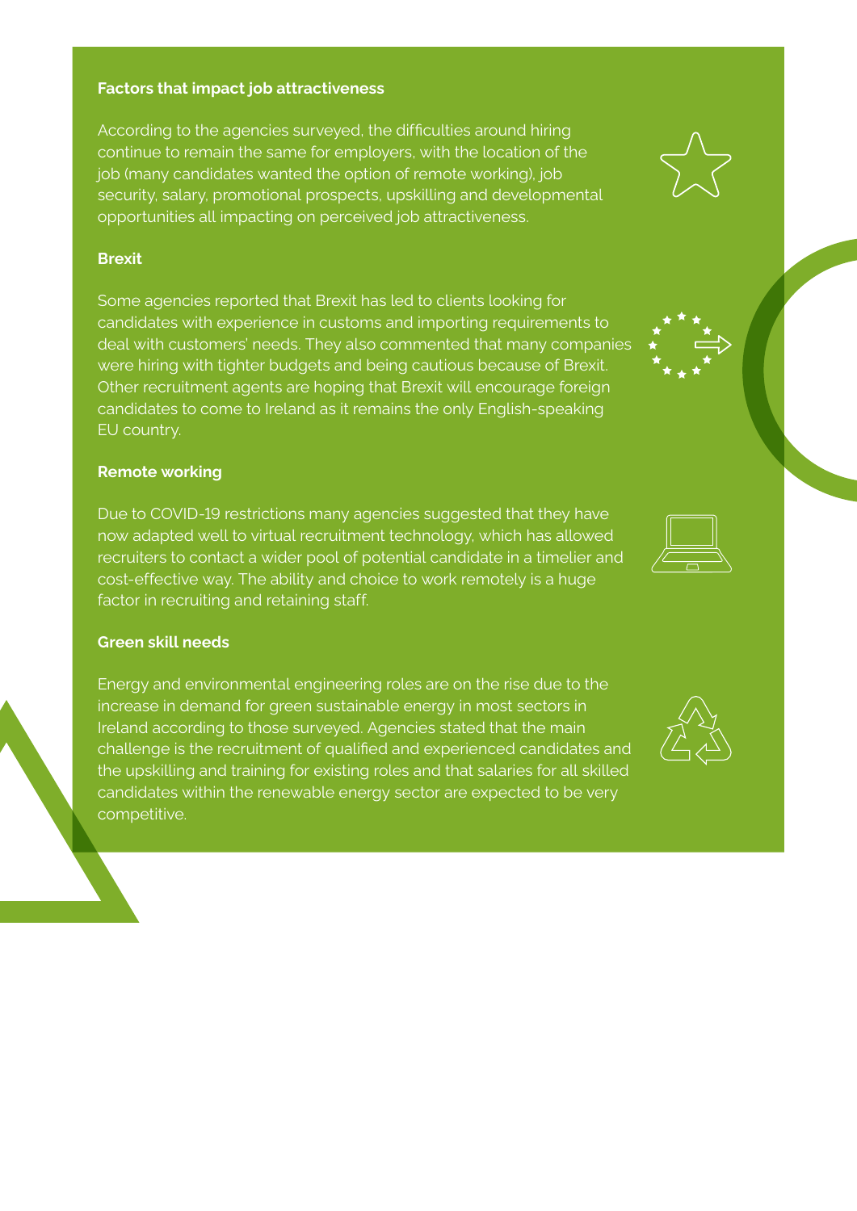### Factors that impact job attractiveness

According to the agencies surveyed, the difficulties around hiring continue to remain the same for employers, with the location of the job (many candidates wanted the option of remote working), job security, salary, promotional prospects, upskilling and developmental opportunities all impacting on perceived job attractiveness.

### Brexit

Some agencies reported that Brexit has led to clients looking for candidates with experience in customs and importing requirements to deal with customers' needs. They also commented that many companies were hiring with tighter budgets and being cautious because of Brexit. Other recruitment agents are hoping that Brexit will encourage foreign candidates to come to Ireland as it remains the only English-speaking EU country.

### Remote working

Due to COVID-19 restrictions many agencies suggested that they have now adapted well to virtual recruitment technology, which has allowed recruiters to contact a wider pool of potential candidate in a timelier and cost-effective way. The ability and choice to work remotely is a huge factor in recruiting and retaining staff.

### Green skill needs

Energy and environmental engineering roles are on the rise due to the increase in demand for green sustainable energy in most sectors in Ireland according to those surveyed. Agencies stated that the main challenge is the recruitment of qualified and experienced candidates and the upskilling and training for existing roles and that salaries for all skilled candidates within the renewable energy sector are expected to be very competitive.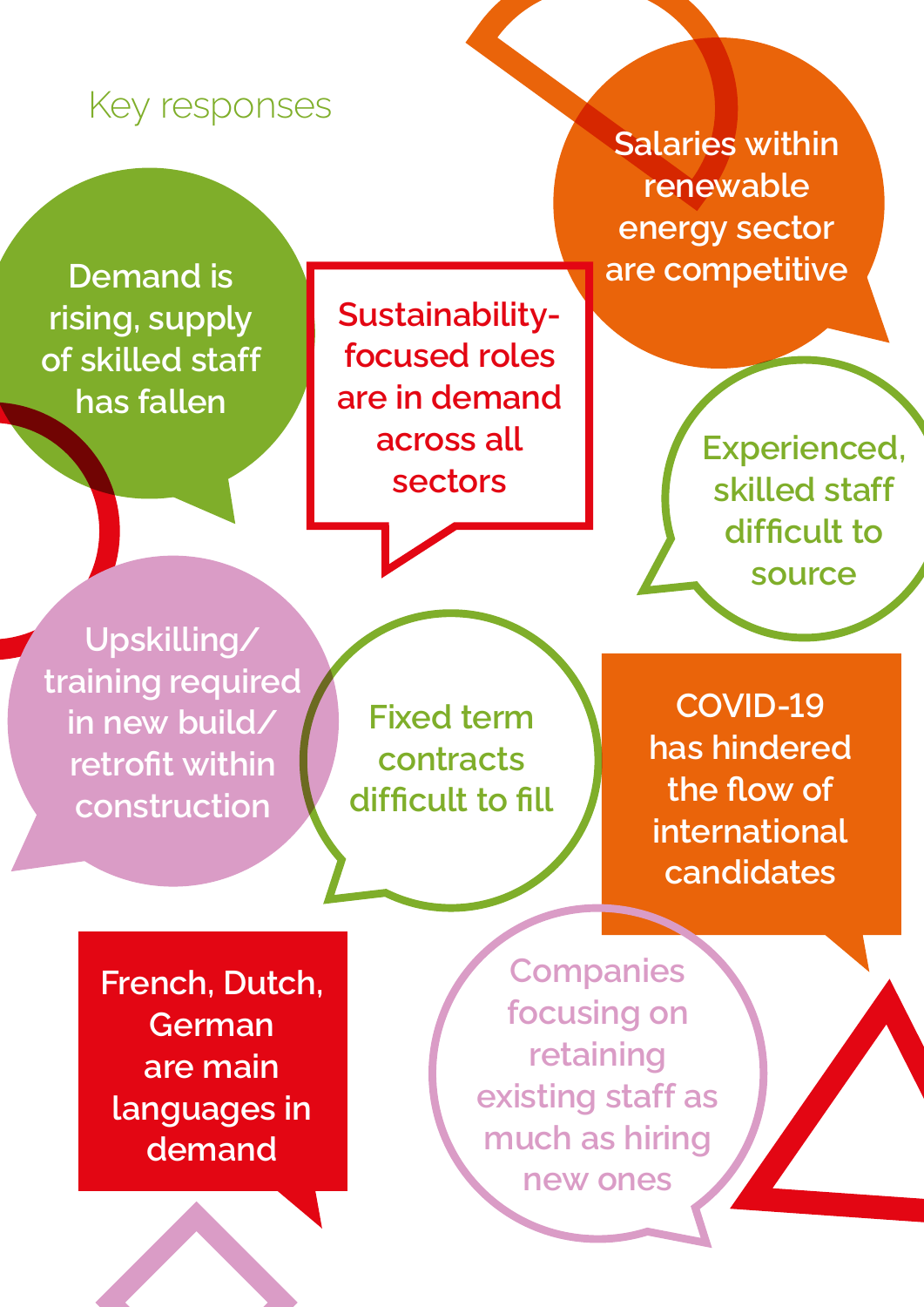## Key responses

Salaries within renewable energy sector are competitive

Demand is rising, supply of skilled staff has fallen

Sustainability-focused roles are in demand across all sectors

Experienced, skilled staff difficult to source

Upskilling/ training required in new build/ retrofit within construction

Fixed term contracts difficult to fill

COVID-19 has hindered the flow of international candidates

French, Dutch, German are main languages in demand

Companies focusing on retaining existing staff as much as hiring new ones